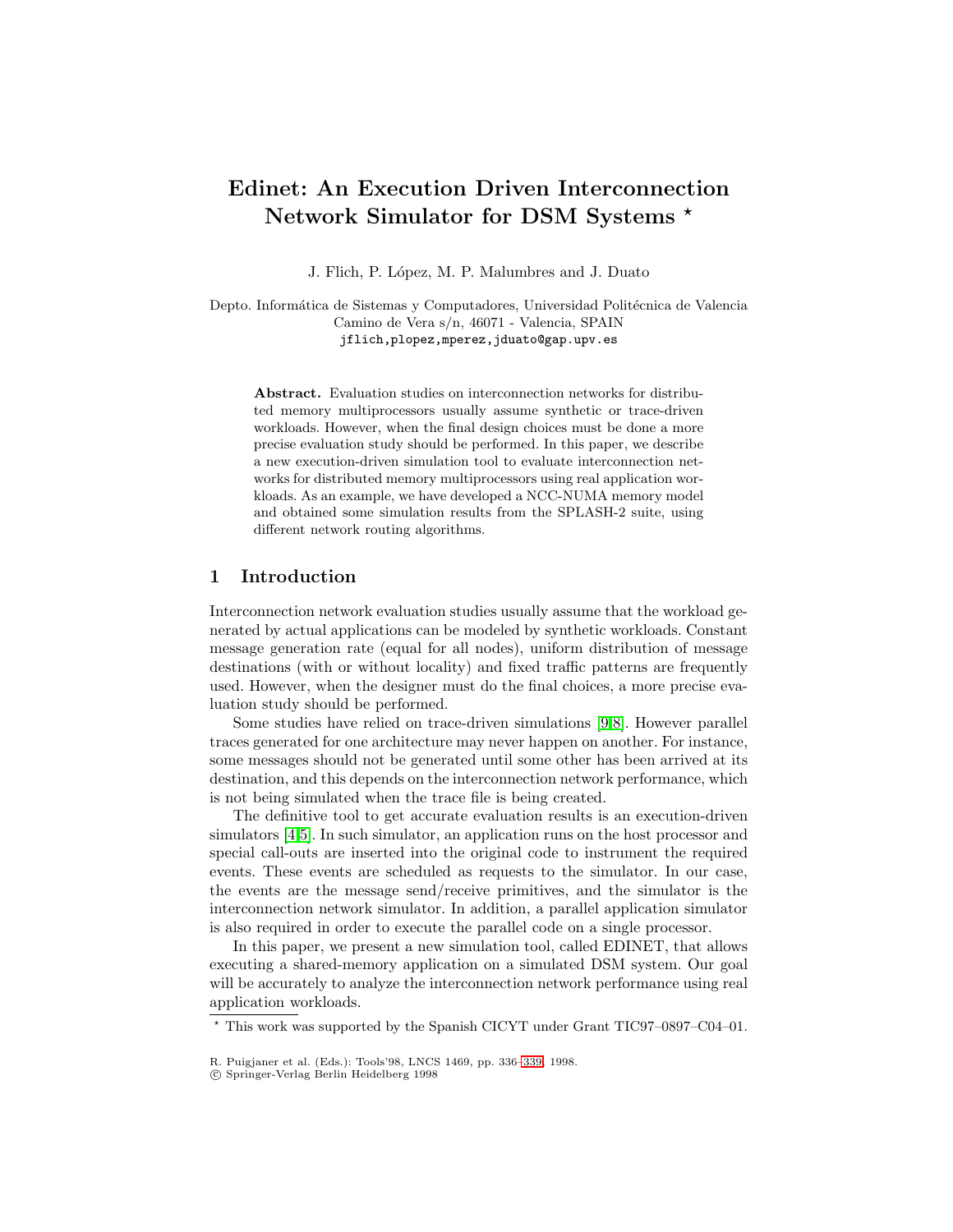# Edinet: An Execution Driven Interconnection Network Simulator for DSM Systems *

J. Flich, P. López, M. P. Malumbres and J. Duato

Depto. Informática de Sistemas y Computadores, Universidad Politécnica de Valencia
Camino de Vera s/n, 46071 - Valencia, SPAIN
jflich,plopez,mperez,jduato@gap.upv.es

**Abstract.** Evaluation studies on interconnection networks for distributed memory multiprocessors usually assume synthetic or trace-driven workloads. However, when the final design choices must be done a more precise evaluation study should be performed. In this paper, we describe a new execution-driven simulation tool to evaluate interconnection networks for distributed memory multiprocessors using real application workloads. As an example, we have developed a NCC-NUMA memory model and obtained some simulation results from the SPLASH-2 suite, using different network routing algorithms.

## 1 Introduction

Interconnection network evaluation studies usually assume that the workload generated by actual applications can be modeled by synthetic workloads. Constant message generation rate (equal for all nodes), uniform distribution of message destinations (with or without locality) and fixed traffic patterns are frequently used. However, when the designer must do the final choices, a more precise evaluation study should be performed.

Some studies have relied on trace-driven simulations [9,8]. However parallel traces generated for one architecture may never happen on another. For instance, some messages should not be generated until some other has been arrived at its destination, and this depends on the interconnection network performance, which is not being simulated when the trace file is being created.

The definitive tool to get accurate evaluation results is an execution-driven simulators [4,5]. In such simulator, an application runs on the host processor and special call-outs are inserted into the original code to instrument the required events. These events are scheduled as requests to the simulator. In our case, the events are the message send/receive primitives, and the simulator is the interconnection network simulator. In addition, a parallel application simulator is also required in order to execute the parallel code on a single processor.

In this paper, we present a new simulation tool, called EDINET, that allows executing a shared-memory application on a simulated DSM system. Our goal will be accurately to analyze the interconnection network performance using real application workloads.

* This work was supported by the Spanish CICYT under Grant TIC97–0897–C04–01.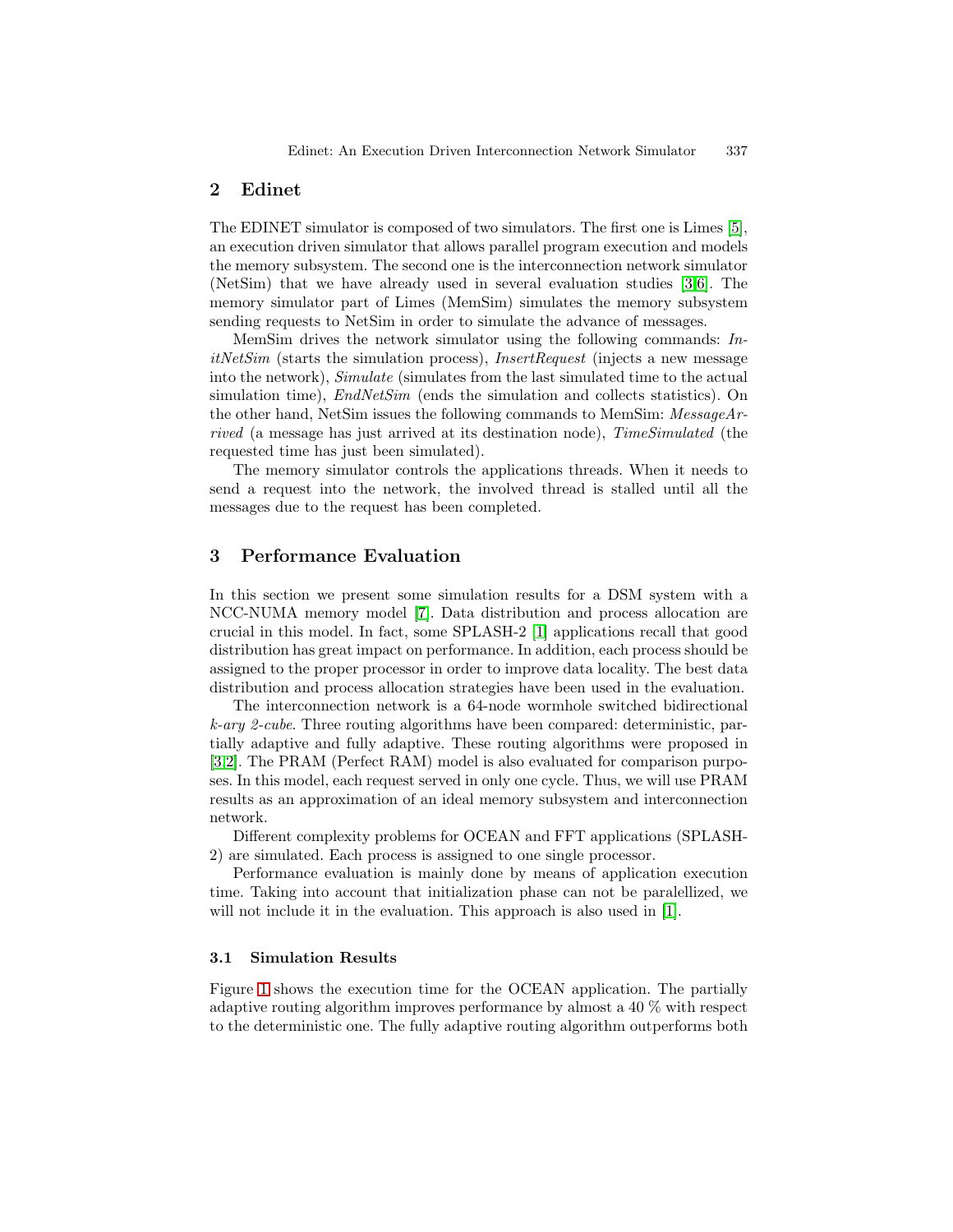## 2 Edinet

The EDINET simulator is composed of two simulators. The first one is Limes [5], an execution driven simulator that allows parallel program execution and models the memory subsystem. The second one is the interconnection network simulator (NetSim) that we have already used in several evaluation studies [3,6]. The memory simulator part of Limes (MemSim) simulates the memory subsystem sending requests to NetSim in order to simulate the advance of messages.

MemSim drives the network simulator using the following commands: *InitNetSim* (starts the simulation process), *InsertRequest* (injects a new message into the network), *Simulate* (simulates from the last simulated time to the actual simulation time), *EndNetSim* (ends the simulation and collects statistics). On the other hand, NetSim issues the following commands to MemSim: *MessageArrived* (a message has just arrived at its destination node), *TimeSimulated* (the requested time has just been simulated).

The memory simulator controls the applications threads. When it needs to send a request into the network, the involved thread is stalled until all the messages due to the request has been completed.

## 3 Performance Evaluation

In this section we present some simulation results for a DSM system with a NCC-NUMA memory model [7]. Data distribution and process allocation are crucial in this model. In fact, some SPLASH-2 [1] applications recall that good distribution has great impact on performance. In addition, each process should be assigned to the proper processor in order to improve data locality. The best data distribution and process allocation strategies have been used in the evaluation.

The interconnection network is a 64-node wormhole switched bidirectional *k-ary 2-cube*. Three routing algorithms have been compared: deterministic, partially adaptive and fully adaptive. These routing algorithms were proposed in [3,2]. The PRAM (Perfect RAM) model is also evaluated for comparison purposes. In this model, each request served in only one cycle. Thus, we will use PRAM results as an approximation of an ideal memory subsystem and interconnection network.

Different complexity problems for OCEAN and FFT applications (SPLASH-2) are simulated. Each process is assigned to one single processor.

Performance evaluation is mainly done by means of application execution time. Taking into account that initialization phase can not be paralellized, we will not include it in the evaluation. This approach is also used in [1].

### 3.1 Simulation Results

Figure 1 shows the execution time for the OCEAN application. The partially adaptive routing algorithm improves performance by almost a 40 % with respect to the deterministic one. The fully adaptive routing algorithm outperforms both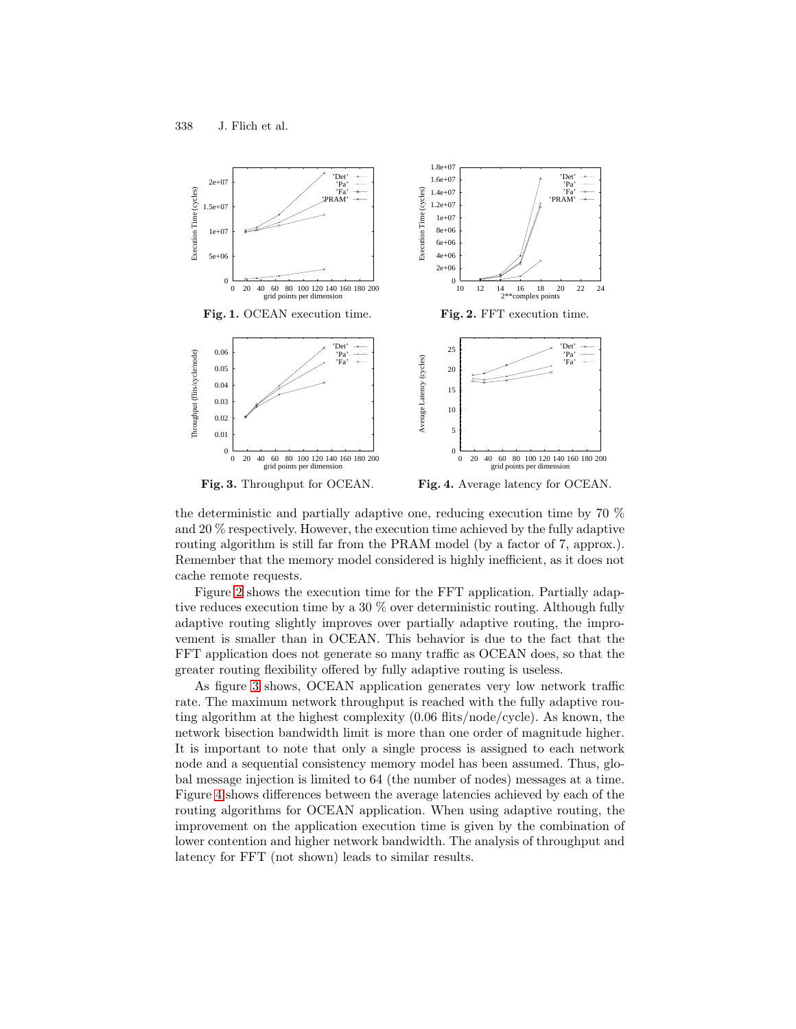Fig. 1. OCEAN execution time.

Fig. 2. FFT execution time.

Fig. 3. Throughput for OCEAN.

Fig. 4. Average latency for OCEAN.

the deterministic and partially adaptive one, reducing execution time by 70 % and 20 % respectively. However, the execution time achieved by the fully adaptive routing algorithm is still far from the PRAM model (by a factor of 7, approx.). Remember that the memory model considered is highly inefficient, as it does not cache remote requests.

Figure 2 shows the execution time for the FFT application. Partially adaptive reduces execution time by a 30 % over deterministic routing. Although fully adaptive routing slightly improves over partially adaptive routing, the improvement is smaller than in OCEAN. This behavior is due to the fact that the FFT application does not generate so many traffic as OCEAN does, so that the greater routing flexibility offered by fully adaptive routing is useless.

As figure 3 shows, OCEAN application generates very low network traffic rate. The maximum network throughput is reached with the fully adaptive routing algorithm at the highest complexity (0.06 flits/node/cycle). As known, the network bisection bandwidth limit is more than one order of magnitude higher. It is important to note that only a single process is assigned to each network node and a sequential consistency memory model has been assumed. Thus, global message injection is limited to 64 (the number of nodes) messages at a time. Figure 4 shows differences between the average latencies achieved by each of the routing algorithms for OCEAN application. When using adaptive routing, the improvement on the application execution time is given by the combination of lower contention and higher network bandwidth. The analysis of throughput and latency for FFT (not shown) leads to similar results.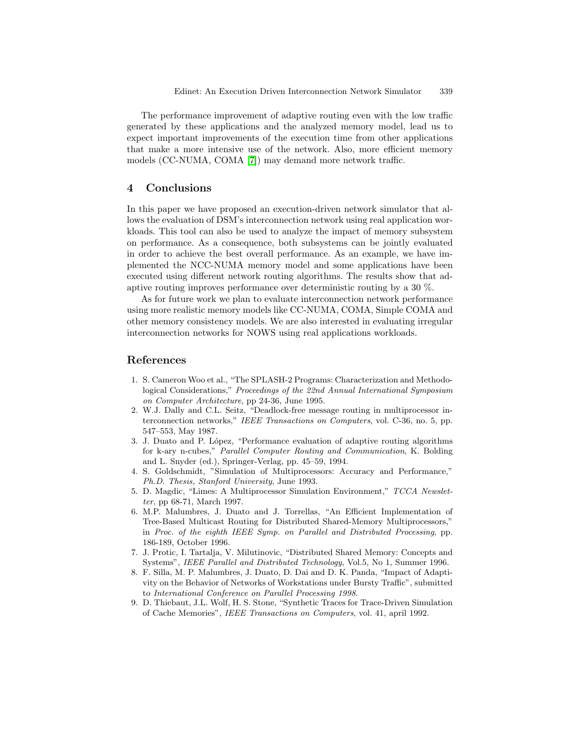The performance improvement of adaptive routing even with the low traffic generated by these applications and the analyzed memory model, lead us to expect important improvements of the execution time from other applications that make a more intensive use of the network. Also, more efficient memory models (CC-NUMA, COMA [7]) may demand more network traffic.

## 4 Conclusions

In this paper we have proposed an execution-driven network simulator that allows the evaluation of DSM's interconnection network using real application workloads. This tool can also be used to analyze the impact of memory subsystem on performance. As a consequence, both subsystems can be jointly evaluated in order to achieve the best overall performance. As an example, we have implemented the NCC-NUMA memory model and some applications have been executed using different network routing algorithms. The results show that adaptive routing improves performance over deterministic routing by a 30 %.

As for future work we plan to evaluate interconnection network performance using more realistic memory models like CC-NUMA, COMA, Simple COMA and other memory consistency models. We are also interested in evaluating irregular interconnection networks for NOWS using real applications workloads.

## References

1. S. Cameron Woo et al., "The SPLASH-2 Programs: Characterization and Methodological Considerations," *Proceedings of the 22nd Annual International Symposium on Computer Architecture*, pp 24-36, June 1995.
2. W.J. Dally and C.L. Seitz, "Deadlock-free message routing in multiprocessor interconnection networks," *IEEE Transactions on Computers*, vol. C-36, no. 5, pp. 547–553, May 1987.
3. J. Duato and P. López, "Performance evaluation of adaptive routing algorithms for k-ary n-cubes," *Parallel Computer Routing and Communication*, K. Bolding and L. Snyder (ed.), Springer-Verlag, pp. 45–59, 1994.
4. S. Goldschmidt, "Simulation of Multiprocessors: Accuracy and Performance," *Ph.D. Thesis, Stanford University*, June 1993.
5. D. Magdic, "Limes: A Multiprocessor Simulation Environment," *TCCA Newsletter*, pp 68-71, March 1997.
6. M.P. Malumbres, J. Duato and J. Torrellas, "An Efficient Implementation of Tree-Based Multicast Routing for Distributed Shared-Memory Multiprocessors," in *Proc. of the eighth IEEE Symp. on Parallel and Distributed Processing*, pp. 186-189, October 1996.
7. J. Protic, I. Tartalja, V. Milutinovic, "Distributed Shared Memory: Concepts and Systems", *IEEE Parallel and Distributed Technology*, Vol.5, No 1, Summer 1996.
8. F. Silla, M. P. Malumbres, J. Duato, D. Dai and D. K. Panda, "Impact of Adaptivity on the Behavior of Networks of Workstations under Bursty Traffic", submitted to *International Conference on Parallel Processing 1998*.
9. D. Thiebaut, J.L. Wolf, H. S. Stone, "Synthetic Traces for Trace-Driven Simulation of Cache Memories", *IEEE Transactions on Computers*, vol. 41, april 1992.